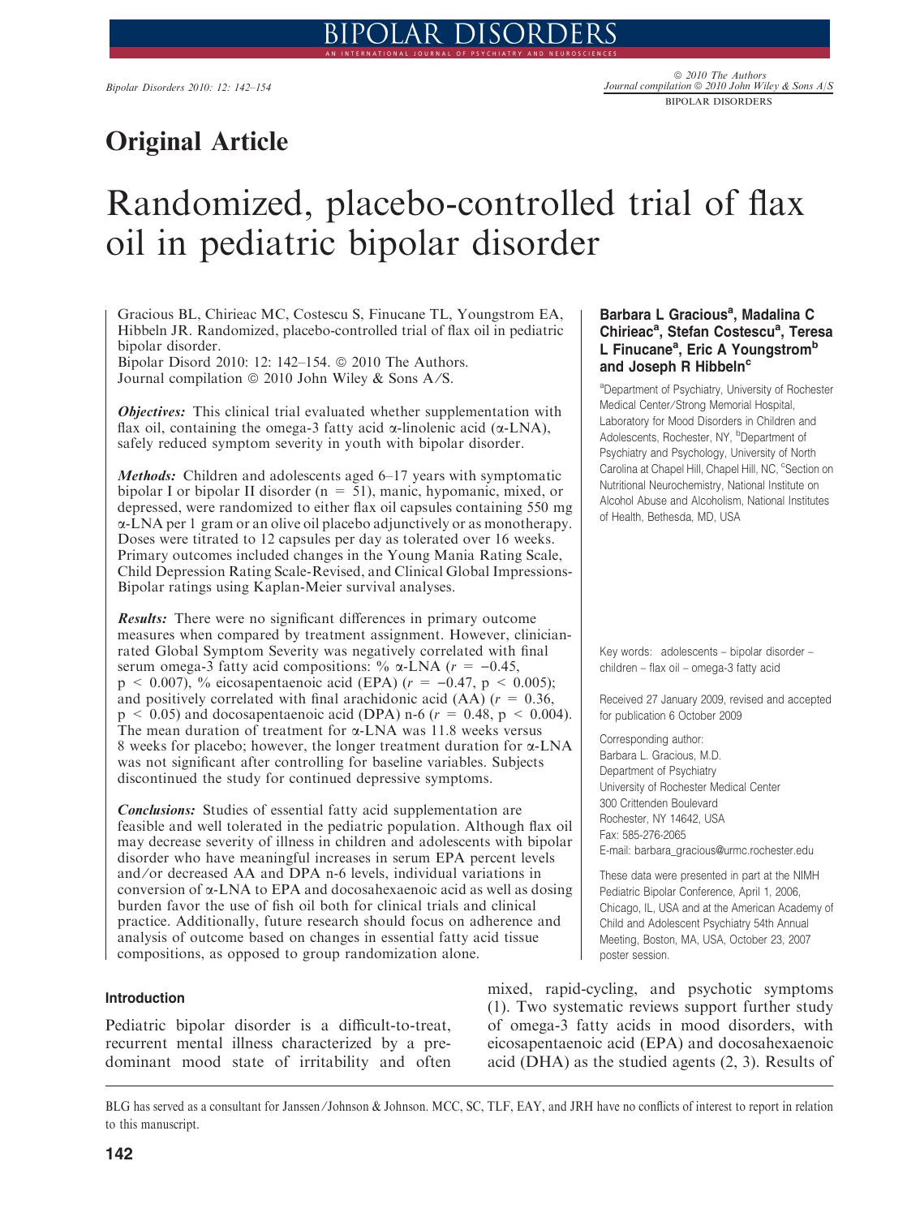## Original Article

# Randomized, placebo-controlled trial of flax oil in pediatric bipolar disorder

Gracious BL, Chirieac MC, Costescu S, Finucane TL, Youngstrom EA, Hibbeln JR. Randomized, placebo-controlled trial of flax oil in pediatric bipolar disorder.
Bipolar Disord 2010: 12: 142–154. © 2010 The Authors.
Journal compilation © 2010 John Wiley & Sons A/S.

**Barbara L Gracious[a], Madalina C Chirieac[a], Stefan Costescu[a], Teresa L Finucane[a], Eric A Youngstrom[b] and Joseph R Hibbeln[c]**

[a]Department of Psychiatry, University of Rochester Medical Center/Strong Memorial Hospital, Laboratory for Mood Disorders in Children and Adolescents, Rochester, NY, [b]Department of Psychiatry and Psychology, University of North Carolina at Chapel Hill, Chapel Hill, NC, [c]Section on Nutritional Neurochemistry, National Institute on Alcohol Abuse and Alcoholism, National Institutes of Health, Bethesda, MD, USA

***Objectives:*** This clinical trial evaluated whether supplementation with flax oil, containing the omega-3 fatty acid α-linolenic acid (α-LNA), safely reduced symptom severity in youth with bipolar disorder.

***Methods:*** Children and adolescents aged 6–17 years with symptomatic bipolar I or bipolar II disorder ($n = 51$), manic, hypomanic, mixed, or depressed, were randomized to either flax oil capsules containing 550 mg α-LNA per 1 gram or an olive oil placebo adjunctively or as monotherapy. Doses were titrated to 12 capsules per day as tolerated over 16 weeks. Primary outcomes included changes in the Young Mania Rating Scale, Child Depression Rating Scale-Revised, and Clinical Global Impressions-Bipolar ratings using Kaplan-Meier survival analyses.

***Results:*** There were no significant differences in primary outcome measures when compared by treatment assignment. However, clinician-rated Global Symptom Severity was negatively correlated with final serum omega-3 fatty acid compositions: % α-LNA ($r = -0.45$, $p < 0.007$), % eicosapentaenoic acid (EPA) ($r = -0.47$, $p < 0.005$); and positively correlated with final arachidonic acid (AA) ($r = 0.36$, $p < 0.05$) and docosapentaenoic acid (DPA) n-6 ($r = 0.48$, $p < 0.004$). The mean duration of treatment for α-LNA was 11.8 weeks versus 8 weeks for placebo; however, the longer treatment duration for α-LNA was not significant after controlling for baseline variables. Subjects discontinued the study for continued depressive symptoms.

***Conclusions:*** Studies of essential fatty acid supplementation are feasible and well tolerated in the pediatric population. Although flax oil may decrease severity of illness in children and adolescents with bipolar disorder who have meaningful increases in serum EPA percent levels and/or decreased AA and DPA n-6 levels, individual variations in conversion of α-LNA to EPA and docosahexaenoic acid as well as dosing burden favor the use of fish oil both for clinical trials and clinical practice. Additionally, future research should focus on adherence and analysis of outcome based on changes in essential fatty acid tissue compositions, as opposed to group randomization alone.

Key words: adolescents – bipolar disorder – children – flax oil – omega-3 fatty acid

Received 27 January 2009, revised and accepted for publication 6 October 2009

Corresponding author:
Barbara L. Gracious, M.D.
Department of Psychiatry
University of Rochester Medical Center
300 Crittenden Boulevard
Rochester, NY 14642, USA
Fax: 585-276-2065
E-mail: barbara_gracious@urmc.rochester.edu

These data were presented in part at the NIMH Pediatric Bipolar Conference, April 1, 2006, Chicago, IL, USA and at the American Academy of Child and Adolescent Psychiatry 54th Annual Meeting, Boston, MA, USA, October 23, 2007 poster session.

## Introduction

Pediatric bipolar disorder is a difficult-to-treat, recurrent mental illness characterized by a predominant mood state of irritability and often mixed, rapid-cycling, and psychotic symptoms (1). Two systematic reviews support further study of omega-3 fatty acids in mood disorders, with eicosapentaenoic acid (EPA) and docosahexaenoic acid (DHA) as the studied agents (2, 3). Results of

BLG has served as a consultant for Janssen/Johnson & Johnson. MCC, SC, TLF, EAY, and JRH have no conflicts of interest to report in relation to this manuscript.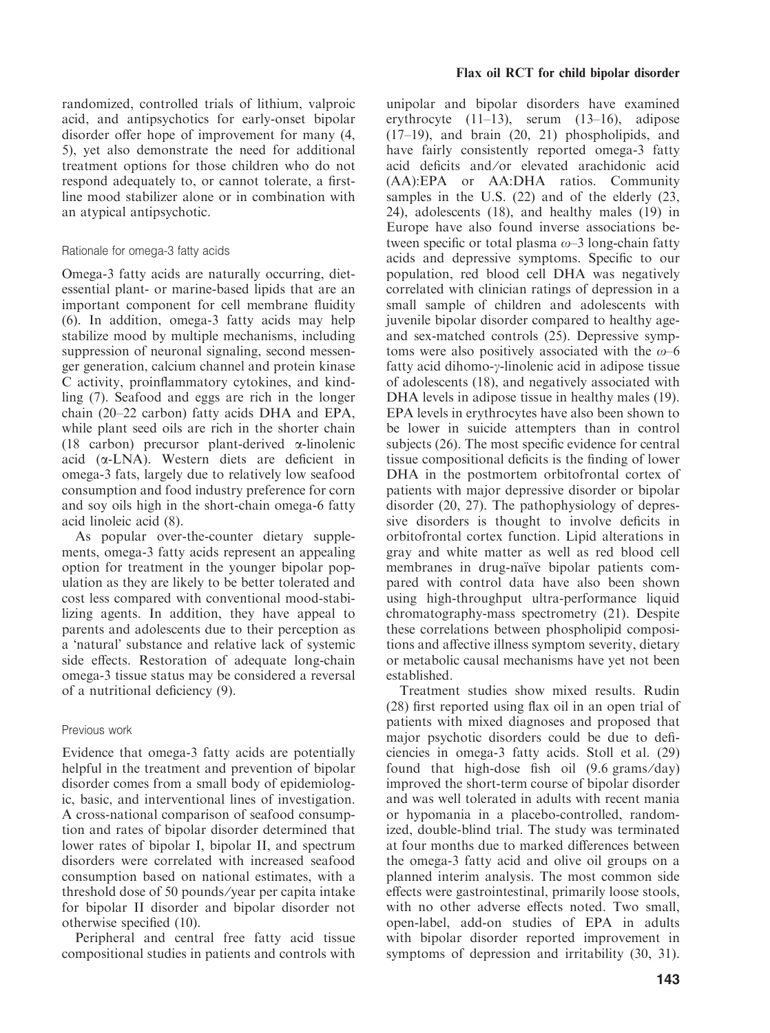randomized, controlled trials of lithium, valproic acid, and antipsychotics for early-onset bipolar disorder offer hope of improvement for many (4, 5), yet also demonstrate the need for additional treatment options for those children who do not respond adequately to, or cannot tolerate, a first-line mood stabilizer alone or in combination with an atypical antipsychotic.

### Rationale for omega-3 fatty acids

Omega-3 fatty acids are naturally occurring, diet-essential plant- or marine-based lipids that are an important component for cell membrane fluidity (6). In addition, omega-3 fatty acids may help stabilize mood by multiple mechanisms, including suppression of neuronal signaling, second messenger generation, calcium channel and protein kinase C activity, proinflammatory cytokines, and kindling (7). Seafood and eggs are rich in the longer chain (20–22 carbon) fatty acids DHA and EPA, while plant seed oils are rich in the shorter chain (18 carbon) precursor plant-derived α-linolenic acid (α-LNA). Western diets are deficient in omega-3 fats, largely due to relatively low seafood consumption and food industry preference for corn and soy oils high in the short-chain omega-6 fatty acid linoleic acid (8).

As popular over-the-counter dietary supplements, omega-3 fatty acids represent an appealing option for treatment in the younger bipolar population as they are likely to be better tolerated and cost less compared with conventional mood-stabilizing agents. In addition, they have appeal to parents and adolescents due to their perception as a 'natural' substance and relative lack of systemic side effects. Restoration of adequate long-chain omega-3 tissue status may be considered a reversal of a nutritional deficiency (9).

### Previous work

Evidence that omega-3 fatty acids are potentially helpful in the treatment and prevention of bipolar disorder comes from a small body of epidemiologic, basic, and interventional lines of investigation. A cross-national comparison of seafood consumption and rates of bipolar disorder determined that lower rates of bipolar I, bipolar II, and spectrum disorders were correlated with increased seafood consumption based on national estimates, with a threshold dose of 50 pounds/year per capita intake for bipolar II disorder and bipolar disorder not otherwise specified (10).

Peripheral and central free fatty acid tissue compositional studies in patients and controls with unipolar and bipolar disorders have examined erythrocyte (11–13), serum (13–16), adipose (17–19), and brain (20, 21) phospholipids, and have fairly consistently reported omega-3 fatty acid deficits and/or elevated arachidonic acid (AA):EPA or AA:DHA ratios. Community samples in the U.S. (22) and of the elderly (23, 24), adolescents (18), and healthy males (19) in Europe have also found inverse associations between specific or total plasma ω–3 long-chain fatty acids and depressive symptoms. Specific to our population, red blood cell DHA was negatively correlated with clinician ratings of depression in a small sample of children and adolescents with juvenile bipolar disorder compared to healthy age- and sex-matched controls (25). Depressive symptoms were also positively associated with the ω–6 fatty acid dihomo-γ-linolenic acid in adipose tissue of adolescents (18), and negatively associated with DHA levels in adipose tissue in healthy males (19). EPA levels in erythrocytes have also been shown to be lower in suicide attempters than in control subjects (26). The most specific evidence for central tissue compositional deficits is the finding of lower DHA in the postmortem orbitofrontal cortex of patients with major depressive disorder or bipolar disorder (20, 27). The pathophysiology of depressive disorders is thought to involve deficits in orbitofrontal cortex function. Lipid alterations in gray and white matter as well as red blood cell membranes in drug-naïve bipolar patients compared with control data have also been shown using high-throughput ultra-performance liquid chromatography-mass spectrometry (21). Despite these correlations between phospholipid compositions and affective illness symptom severity, dietary or metabolic causal mechanisms have yet not been established.

Treatment studies show mixed results. Rudin (28) first reported using flax oil in an open trial of patients with mixed diagnoses and proposed that major psychotic disorders could be due to deficiencies in omega-3 fatty acids. Stoll et al. (29) found that high-dose fish oil (9.6 grams/day) improved the short-term course of bipolar disorder and was well tolerated in adults with recent mania or hypomania in a placebo-controlled, randomized, double-blind trial. The study was terminated at four months due to marked differences between the omega-3 fatty acid and olive oil groups on a planned interim analysis. The most common side effects were gastrointestinal, primarily loose stools, with no other adverse effects noted. Two small, open-label, add-on studies of EPA in adults with bipolar disorder reported improvement in symptoms of depression and irritability (30, 31).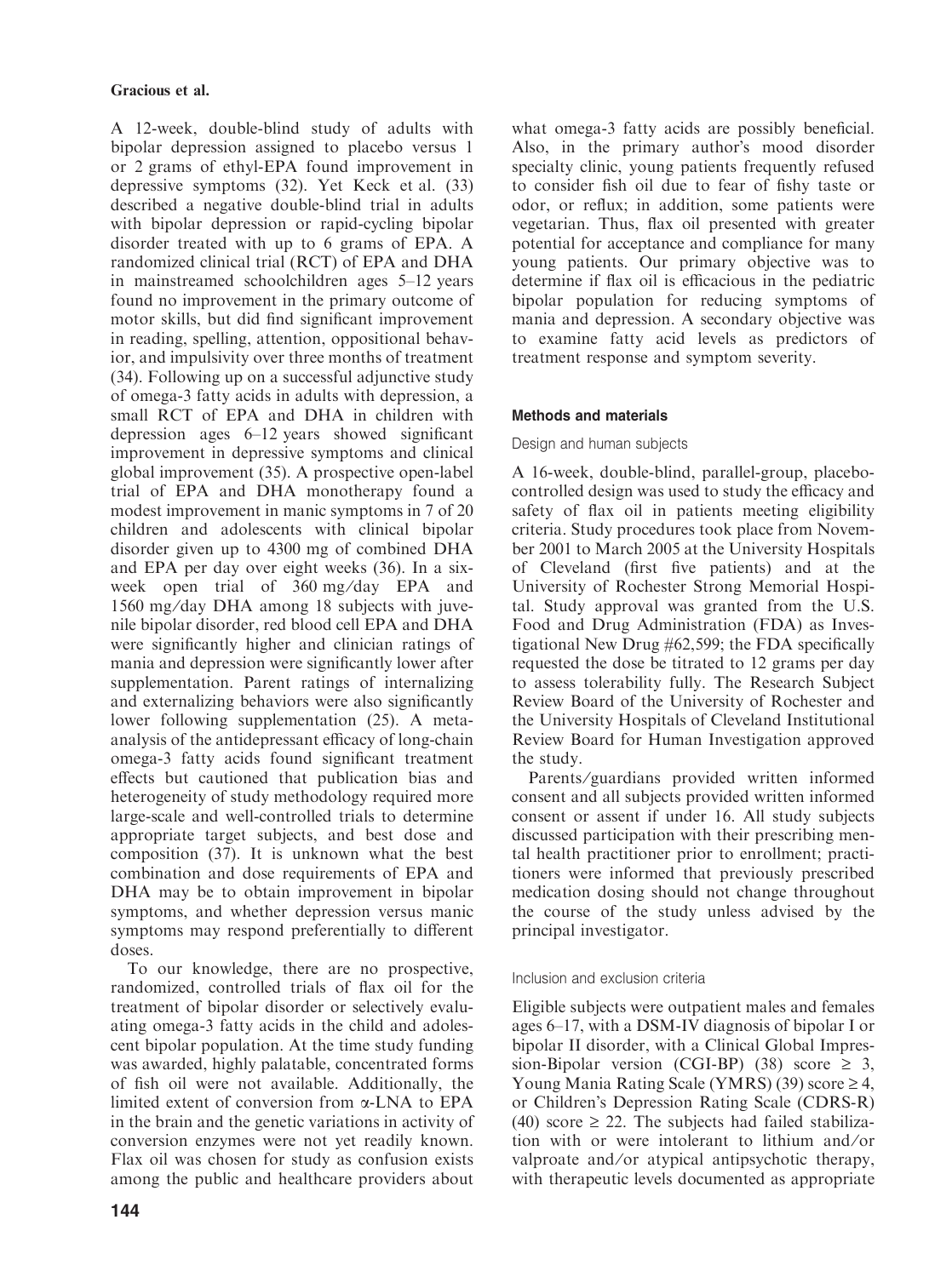A 12-week, double-blind study of adults with bipolar depression assigned to placebo versus 1 or 2 grams of ethyl-EPA found improvement in depressive symptoms (32). Yet Keck et al. (33) described a negative double-blind trial in adults with bipolar depression or rapid-cycling bipolar disorder treated with up to 6 grams of EPA. A randomized clinical trial (RCT) of EPA and DHA in mainstreamed schoolchildren ages 5–12 years found no improvement in the primary outcome of motor skills, but did find significant improvement in reading, spelling, attention, oppositional behavior, and impulsivity over three months of treatment (34). Following up on a successful adjunctive study of omega-3 fatty acids in adults with depression, a small RCT of EPA and DHA in children with depression ages 6–12 years showed significant improvement in depressive symptoms and clinical global improvement (35). A prospective open-label trial of EPA and DHA monotherapy found a modest improvement in manic symptoms in 7 of 20 children and adolescents with clinical bipolar disorder given up to 4300 mg of combined DHA and EPA per day over eight weeks (36). In a six-week open trial of 360 mg/day EPA and 1560 mg/day DHA among 18 subjects with juvenile bipolar disorder, red blood cell EPA and DHA were significantly higher and clinician ratings of mania and depression were significantly lower after supplementation. Parent ratings of internalizing and externalizing behaviors were also significantly lower following supplementation (25). A meta-analysis of the antidepressant efficacy of long-chain omega-3 fatty acids found significant treatment effects but cautioned that publication bias and heterogeneity of study methodology required more large-scale and well-controlled trials to determine appropriate target subjects, and best dose and composition (37). It is unknown what the best combination and dose requirements of EPA and DHA may be to obtain improvement in bipolar symptoms, and whether depression versus manic symptoms may respond preferentially to different doses.

To our knowledge, there are no prospective, randomized, controlled trials of flax oil for the treatment of bipolar disorder or selectively evaluating omega-3 fatty acids in the child and adolescent bipolar population. At the time study funding was awarded, highly palatable, concentrated forms of fish oil were not available. Additionally, the limited extent of conversion from α-LNA to EPA in the brain and the genetic variations in activity of conversion enzymes were not yet readily known. Flax oil was chosen for study as confusion exists among the public and healthcare providers about what omega-3 fatty acids are possibly beneficial. Also, in the primary author's mood disorder specialty clinic, young patients frequently refused to consider fish oil due to fear of fishy taste or odor, or reflux; in addition, some patients were vegetarian. Thus, flax oil presented with greater potential for acceptance and compliance for many young patients. Our primary objective was to determine if flax oil is efficacious in the pediatric bipolar population for reducing symptoms of mania and depression. A secondary objective was to examine fatty acid levels as predictors of treatment response and symptom severity.

## Methods and materials

### Design and human subjects

A 16-week, double-blind, parallel-group, placebo-controlled design was used to study the efficacy and safety of flax oil in patients meeting eligibility criteria. Study procedures took place from November 2001 to March 2005 at the University Hospitals of Cleveland (first five patients) and at the University of Rochester Strong Memorial Hospital. Study approval was granted from the U.S. Food and Drug Administration (FDA) as Investigational New Drug #62,599; the FDA specifically requested the dose be titrated to 12 grams per day to assess tolerability fully. The Research Subject Review Board of the University of Rochester and the University Hospitals of Cleveland Institutional Review Board for Human Investigation approved the study.

Parents/guardians provided written informed consent and all subjects provided written informed consent or assent if under 16. All study subjects discussed participation with their prescribing mental health practitioner prior to enrollment; practitioners were informed that previously prescribed medication dosing should not change throughout the course of the study unless advised by the principal investigator.

### Inclusion and exclusion criteria

Eligible subjects were outpatient males and females ages 6–17, with a DSM-IV diagnosis of bipolar I or bipolar II disorder, with a Clinical Global Impression-Bipolar version (CGI-BP) (38) score ≥ 3, Young Mania Rating Scale (YMRS) (39) score ≥ 4, or Children's Depression Rating Scale (CDRS-R) (40) score ≥ 22. The subjects had failed stabilization with or were intolerant to lithium and/or valproate and/or atypical antipsychotic therapy, with therapeutic levels documented as appropriate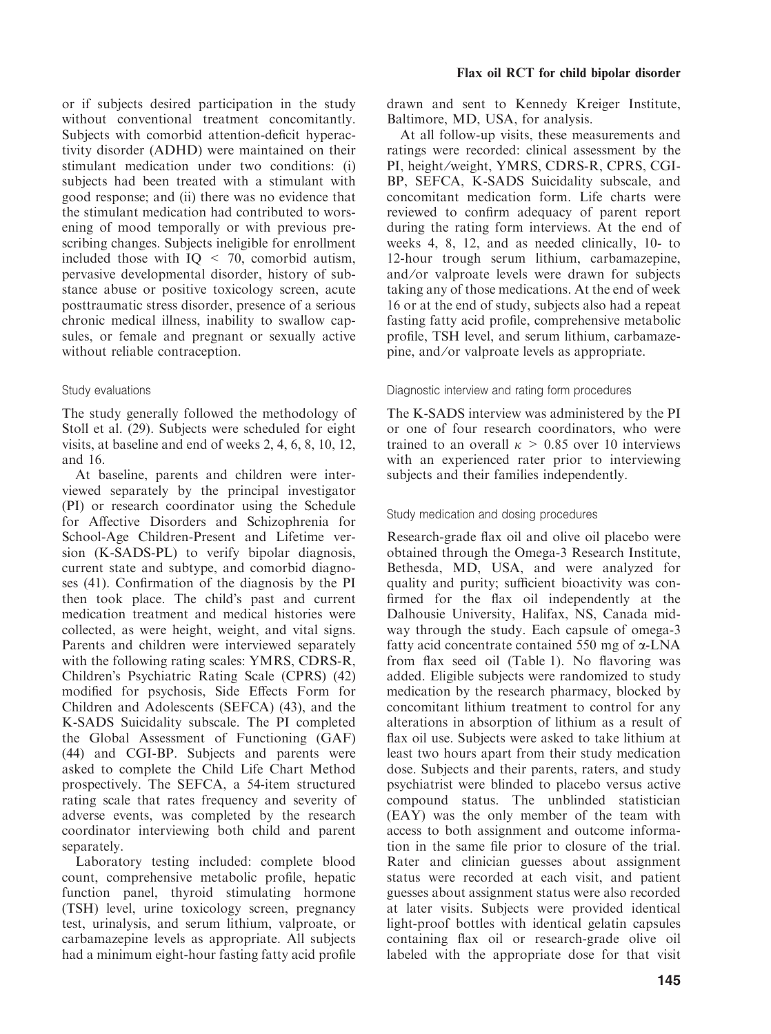or if subjects desired participation in the study without conventional treatment concomitantly. Subjects with comorbid attention-deficit hyperactivity disorder (ADHD) were maintained on their stimulant medication under two conditions: (i) subjects had been treated with a stimulant with good response; and (ii) there was no evidence that the stimulant medication had contributed to worsening of mood temporally or with previous prescribing changes. Subjects ineligible for enrollment included those with IQ < 70, comorbid autism, pervasive developmental disorder, history of substance abuse or positive toxicology screen, acute posttraumatic stress disorder, presence of a serious chronic medical illness, inability to swallow capsules, or female and pregnant or sexually active without reliable contraception.

### Study evaluations

The study generally followed the methodology of Stoll et al. (29). Subjects were scheduled for eight visits, at baseline and end of weeks 2, 4, 6, 8, 10, 12, and 16.

At baseline, parents and children were interviewed separately by the principal investigator (PI) or research coordinator using the Schedule for Affective Disorders and Schizophrenia for School-Age Children-Present and Lifetime version (K-SADS-PL) to verify bipolar diagnosis, current state and subtype, and comorbid diagnoses (41). Confirmation of the diagnosis by the PI then took place. The child's past and current medication treatment and medical histories were collected, as were height, weight, and vital signs. Parents and children were interviewed separately with the following rating scales: YMRS, CDRS-R, Children's Psychiatric Rating Scale (CPRS) (42) modified for psychosis, Side Effects Form for Children and Adolescents (SEFCA) (43), and the K-SADS Suicidality subscale. The PI completed the Global Assessment of Functioning (GAF) (44) and CGI-BP. Subjects and parents were asked to complete the Child Life Chart Method prospectively. The SEFCA, a 54-item structured rating scale that rates frequency and severity of adverse events, was completed by the research coordinator interviewing both child and parent separately.

Laboratory testing included: complete blood count, comprehensive metabolic profile, hepatic function panel, thyroid stimulating hormone (TSH) level, urine toxicology screen, pregnancy test, urinalysis, and serum lithium, valproate, or carbamazepine levels as appropriate. All subjects had a minimum eight-hour fasting fatty acid profile drawn and sent to Kennedy Kreiger Institute, Baltimore, MD, USA, for analysis.

At all follow-up visits, these measurements and ratings were recorded: clinical assessment by the PI, height/weight, YMRS, CDRS-R, CPRS, CGI-BP, SEFCA, K-SADS Suicidality subscale, and concomitant medication form. Life charts were reviewed to confirm adequacy of parent report during the rating form interviews. At the end of weeks 4, 8, 12, and as needed clinically, 10- to 12-hour trough serum lithium, carbamazepine, and/or valproate levels were drawn for subjects taking any of those medications. At the end of week 16 or at the end of study, subjects also had a repeat fasting fatty acid profile, comprehensive metabolic profile, TSH level, and serum lithium, carbamazepine, and/or valproate levels as appropriate.

### Diagnostic interview and rating form procedures

The K-SADS interview was administered by the PI or one of four research coordinators, who were trained to an overall $\kappa > 0.85$ over 10 interviews with an experienced rater prior to interviewing subjects and their families independently.

### Study medication and dosing procedures

Research-grade flax oil and olive oil placebo were obtained through the Omega-3 Research Institute, Bethesda, MD, USA, and were analyzed for quality and purity; sufficient bioactivity was confirmed for the flax oil independently at the Dalhousie University, Halifax, NS, Canada midway through the study. Each capsule of omega-3 fatty acid concentrate contained 550 mg of $\alpha$-LNA from flax seed oil (Table 1). No flavoring was added. Eligible subjects were randomized to study medication by the research pharmacy, blocked by concomitant lithium treatment to control for any alterations in absorption of lithium as a result of flax oil use. Subjects were asked to take lithium at least two hours apart from their study medication dose. Subjects and their parents, raters, and study psychiatrist were blinded to placebo versus active compound status. The unblinded statistician (EAY) was the only member of the team with access to both assignment and outcome information in the same file prior to closure of the trial. Rater and clinician guesses about assignment status were recorded at each visit, and patient guesses about assignment status were also recorded at later visits. Subjects were provided identical light-proof bottles with identical gelatin capsules containing flax oil or research-grade olive oil labeled with the appropriate dose for that visit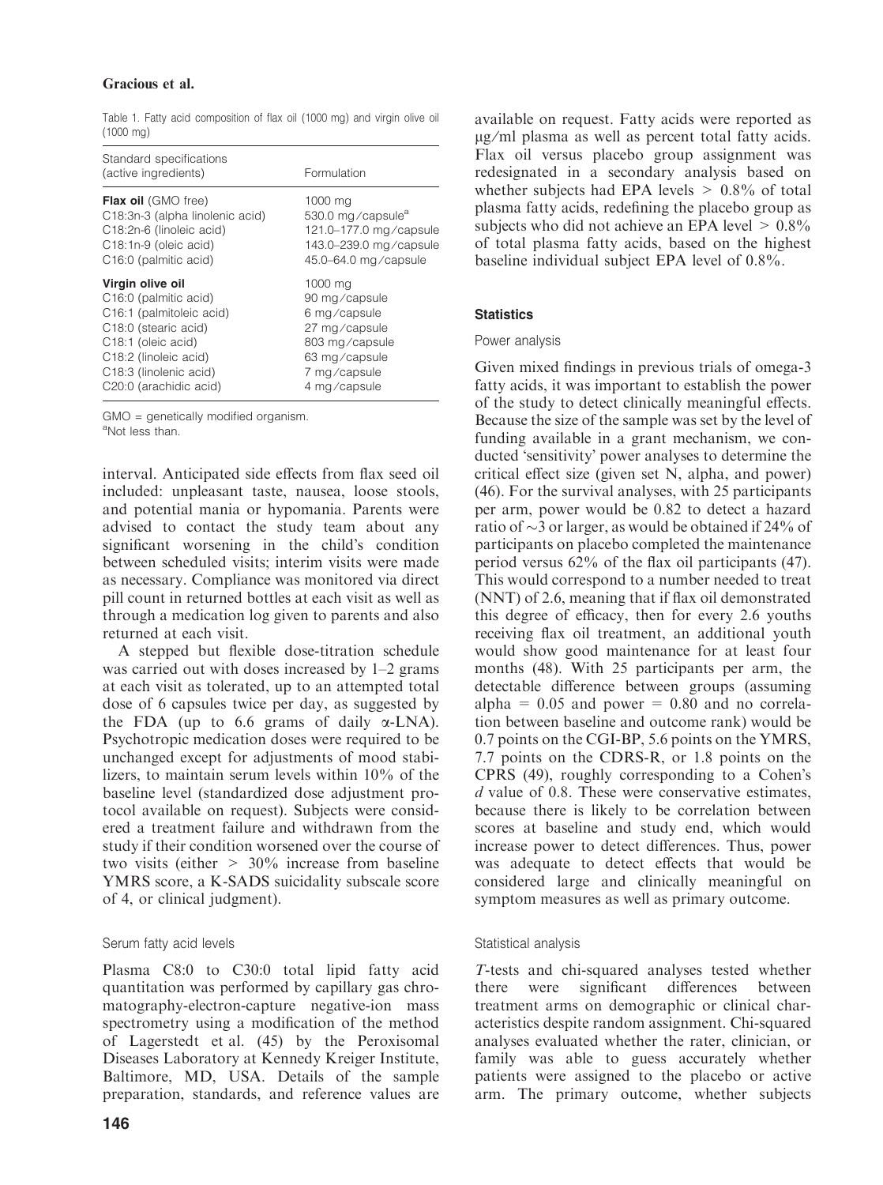Table 1. Fatty acid composition of flax oil (1000 mg) and virgin olive oil (1000 mg)

| Standard specifications (active ingredients) | Formulation |
|---|---|
| **Flax oil** (GMO free) | 1000 mg |
| C18:3n-3 (alpha linolenic acid) | 530.0 mg/capsule[a] |
| C18:2n-6 (linoleic acid) | 121.0–177.0 mg/capsule |
| C18:1n-9 (oleic acid) | 143.0–239.0 mg/capsule |
| C16:0 (palmitic acid) | 45.0–64.0 mg/capsule |
| **Virgin olive oil** | 1000 mg |
| C16:0 (palmitic acid) | 90 mg/capsule |
| C16:1 (palmitoleic acid) | 6 mg/capsule |
| C18:0 (stearic acid) | 27 mg/capsule |
| C18:1 (oleic acid) | 803 mg/capsule |
| C18:2 (linoleic acid) | 63 mg/capsule |
| C18:3 (linolenic acid) | 7 mg/capsule |
| C20:0 (arachidic acid) | 4 mg/capsule |

GMO = genetically modified organism.
[a]Not less than.

interval. Anticipated side effects from flax seed oil included: unpleasant taste, nausea, loose stools, and potential mania or hypomania. Parents were advised to contact the study team about any significant worsening in the child's condition between scheduled visits; interim visits were made as necessary. Compliance was monitored via direct pill count in returned bottles at each visit as well as through a medication log given to parents and also returned at each visit.

A stepped but flexible dose-titration schedule was carried out with doses increased by 1–2 grams at each visit as tolerated, up to an attempted total dose of 6 capsules twice per day, as suggested by the FDA (up to 6.6 grams of daily $\alpha$-LNA). Psychotropic medication doses were required to be unchanged except for adjustments of mood stabilizers, to maintain serum levels within 10% of the baseline level (standardized dose adjustment protocol available on request). Subjects were considered a treatment failure and withdrawn from the study if their condition worsened over the course of two visits (either $>$ 30% increase from baseline YMRS score, a K-SADS suicidality subscale score of 4, or clinical judgment).

### Serum fatty acid levels

Plasma C8:0 to C30:0 total lipid fatty acid quantitation was performed by capillary gas chromatography-electron-capture negative-ion mass spectrometry using a modification of the method of Lagerstedt et al. (45) by the Peroxisomal Diseases Laboratory at Kennedy Kreiger Institute, Baltimore, MD, USA. Details of the sample preparation, standards, and reference values are available on request. Fatty acids were reported as μg/ml plasma as well as percent total fatty acids. Flax oil versus placebo group assignment was redesignated in a secondary analysis based on whether subjects had EPA levels $>$ 0.8% of total plasma fatty acids, redefining the placebo group as subjects who did not achieve an EPA level $>$ 0.8% of total plasma fatty acids, based on the highest baseline individual subject EPA level of 0.8%.

## Statistics

### Power analysis

Given mixed findings in previous trials of omega-3 fatty acids, it was important to establish the power of the study to detect clinically meaningful effects. Because the size of the sample was set by the level of funding available in a grant mechanism, we conducted 'sensitivity' power analyses to determine the critical effect size (given set N, alpha, and power) (46). For the survival analyses, with 25 participants per arm, power would be 0.82 to detect a hazard ratio of ~3 or larger, as would be obtained if 24% of participants on placebo completed the maintenance period versus 62% of the flax oil participants (47). This would correspond to a number needed to treat (NNT) of 2.6, meaning that if flax oil demonstrated this degree of efficacy, then for every 2.6 youths receiving flax oil treatment, an additional youth would show good maintenance for at least four months (48). With 25 participants per arm, the detectable difference between groups (assuming alpha = 0.05 and power = 0.80 and no correlation between baseline and outcome rank) would be 0.7 points on the CGI-BP, 5.6 points on the YMRS, 7.7 points on the CDRS-R, or 1.8 points on the CPRS (49), roughly corresponding to a Cohen's $d$ value of 0.8. These were conservative estimates, because there is likely to be correlation between scores at baseline and study end, which would increase power to detect differences. Thus, power was adequate to detect effects that would be considered large and clinically meaningful on symptom measures as well as primary outcome.

### Statistical analysis

$T$-tests and chi-squared analyses tested whether there were significant differences between treatment arms on demographic or clinical characteristics despite random assignment. Chi-squared analyses evaluated whether the rater, clinician, or family was able to guess accurately whether patients were assigned to the placebo or active arm. The primary outcome, whether subjects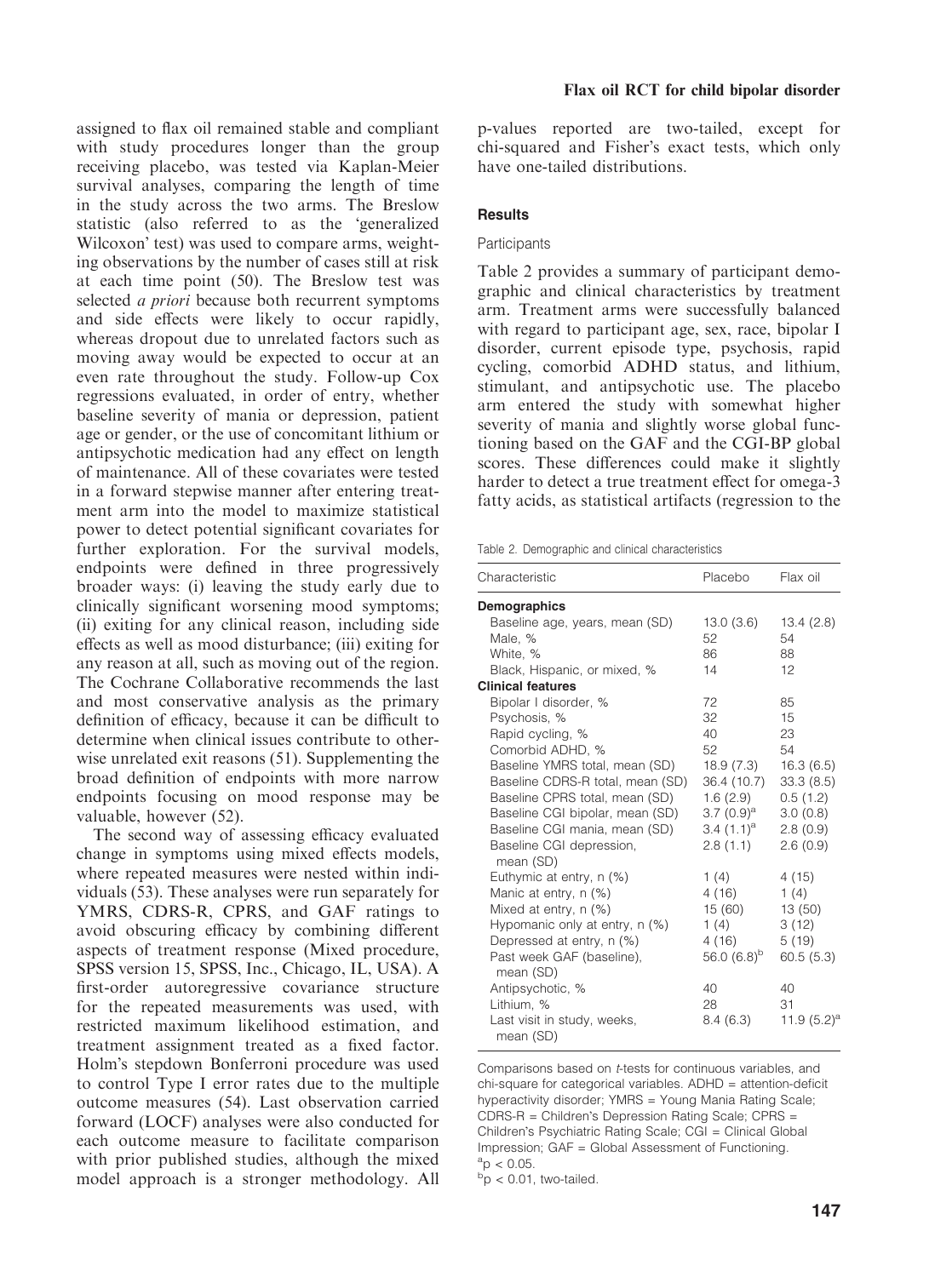assigned to flax oil remained stable and compliant with study procedures longer than the group receiving placebo, was tested via Kaplan-Meier survival analyses, comparing the length of time in the study across the two arms. The Breslow statistic (also referred to as the 'generalized Wilcoxon' test) was used to compare arms, weighting observations by the number of cases still at risk at each time point (50). The Breslow test was selected *a priori* because both recurrent symptoms and side effects were likely to occur rapidly, whereas dropout due to unrelated factors such as moving away would be expected to occur at an even rate throughout the study. Follow-up Cox regressions evaluated, in order of entry, whether baseline severity of mania or depression, patient age or gender, or the use of concomitant lithium or antipsychotic medication had any effect on length of maintenance. All of these covariates were tested in a forward stepwise manner after entering treatment arm into the model to maximize statistical power to detect potential significant covariates for further exploration. For the survival models, endpoints were defined in three progressively broader ways: (i) leaving the study early due to clinically significant worsening mood symptoms; (ii) exiting for any clinical reason, including side effects as well as mood disturbance; (iii) exiting for any reason at all, such as moving out of the region. The Cochrane Collaborative recommends the last and most conservative analysis as the primary definition of efficacy, because it can be difficult to determine when clinical issues contribute to otherwise unrelated exit reasons (51). Supplementing the broad definition of endpoints with more narrow endpoints focusing on mood response may be valuable, however (52).

The second way of assessing efficacy evaluated change in symptoms using mixed effects models, where repeated measures were nested within individuals (53). These analyses were run separately for YMRS, CDRS-R, CPRS, and GAF ratings to avoid obscuring efficacy by combining different aspects of treatment response (Mixed procedure, SPSS version 15, SPSS, Inc., Chicago, IL, USA). A first-order autoregressive covariance structure for the repeated measurements was used, with restricted maximum likelihood estimation, and treatment assignment treated as a fixed factor. Holm's stepdown Bonferroni procedure was used to control Type I error rates due to the multiple outcome measures (54). Last observation carried forward (LOCF) analyses were also conducted for each outcome measure to facilitate comparison with prior published studies, although the mixed model approach is a stronger methodology. All p-values reported are two-tailed, except for chi-squared and Fisher's exact tests, which only have one-tailed distributions.

## Results

### Participants

Table 2 provides a summary of participant demographic and clinical characteristics by treatment arm. Treatment arms were successfully balanced with regard to participant age, sex, race, bipolar I disorder, current episode type, psychosis, rapid cycling, comorbid ADHD status, and lithium, stimulant, and antipsychotic use. The placebo arm entered the study with somewhat higher severity of mania and slightly worse global functioning based on the GAF and the CGI-BP global scores. These differences could make it slightly harder to detect a true treatment effect for omega-3 fatty acids, as statistical artifacts (regression to the

Table 2. Demographic and clinical characteristics

| Characteristic | Placebo | Flax oil |
|---|---|---|
| **Demographics** | | |
| Baseline age, years, mean (SD) | 13.0 (3.6) | 13.4 (2.8) |
| Male, % | 52 | 54 |
| White, % | 86 | 88 |
| Black, Hispanic, or mixed, % | 14 | 12 |
| **Clinical features** | | |
| Bipolar I disorder, % | 72 | 85 |
| Psychosis, % | 32 | 15 |
| Rapid cycling, % | 40 | 23 |
| Comorbid ADHD, % | 52 | 54 |
| Baseline YMRS total, mean (SD) | 18.9 (7.3) | 16.3 (6.5) |
| Baseline CDRS-R total, mean (SD) | 36.4 (10.7) | 33.3 (8.5) |
| Baseline CPRS total, mean (SD) | 1.6 (2.9) | 0.5 (1.2) |
| Baseline CGI bipolar, mean (SD) | 3.7 (0.9)[a] | 3.0 (0.8) |
| Baseline CGI mania, mean (SD) | 3.4 (1.1)[a] | 2.8 (0.9) |
| Baseline CGI depression, mean (SD) | 2.8 (1.1) | 2.6 (0.9) |
| Euthymic at entry, n (%) | 1 (4) | 4 (15) |
| Manic at entry, n (%) | 4 (16) | 1 (4) |
| Mixed at entry, n (%) | 15 (60) | 13 (50) |
| Hypomanic only at entry, n (%) | 1 (4) | 3 (12) |
| Depressed at entry, n (%) | 4 (16) | 5 (19) |
| Past week GAF (baseline), mean (SD) | 56.0 (6.8)[b] | 60.5 (5.3) |
| Antipsychotic, % | 40 | 40 |
| Lithium, % | 28 | 31 |
| Last visit in study, weeks, mean (SD) | 8.4 (6.3) | 11.9 (5.2)[a] |

Comparisons based on *t*-tests for continuous variables, and chi-square for categorical variables. ADHD = attention-deficit hyperactivity disorder; YMRS = Young Mania Rating Scale; CDRS-R = Children's Depression Rating Scale; CPRS = Children's Psychiatric Rating Scale; CGI = Clinical Global Impression; GAF = Global Assessment of Functioning.
[a]$p < 0.05$.
[b]$p < 0.01$, two-tailed.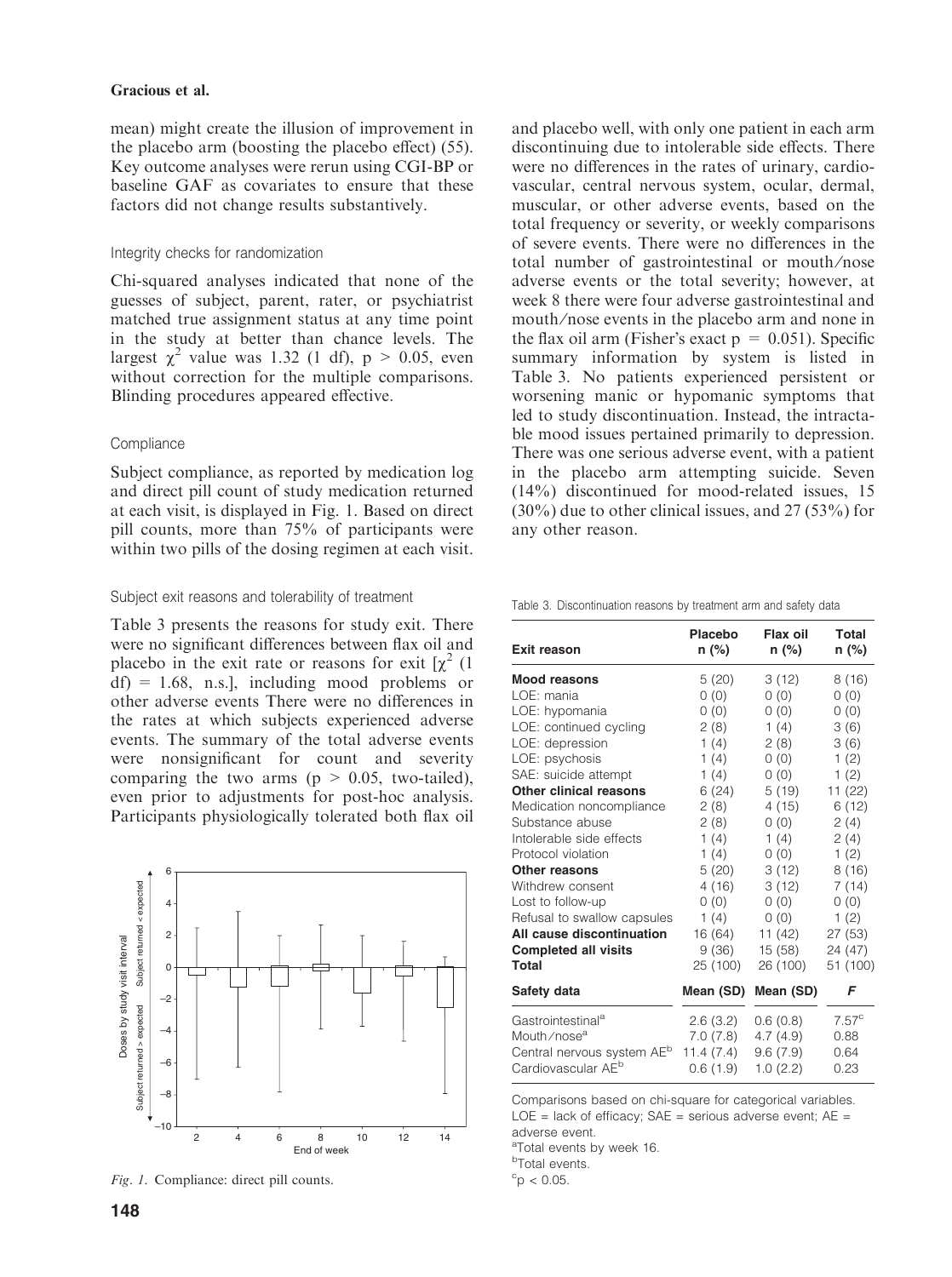mean) might create the illusion of improvement in the placebo arm (boosting the placebo effect) (55). Key outcome analyses were rerun using CGI-BP or baseline GAF as covariates to ensure that these factors did not change results substantively.

### Integrity checks for randomization

Chi-squared analyses indicated that none of the guesses of subject, parent, rater, or psychiatrist matched true assignment status at any time point in the study at better than chance levels. The largest $\chi^2$ value was 1.32 (1 df), $p > 0.05$, even without correction for the multiple comparisons. Blinding procedures appeared effective.

### Compliance

Subject compliance, as reported by medication log and direct pill count of study medication returned at each visit, is displayed in Fig. 1. Based on direct pill counts, more than 75% of participants were within two pills of the dosing regimen at each visit.

### Subject exit reasons and tolerability of treatment

Table 3 presents the reasons for study exit. There were no significant differences between flax oil and placebo in the exit rate or reasons for exit [$\chi^2$ (1 df) = 1.68, n.s.], including mood problems or other adverse events There were no differences in the rates at which subjects experienced adverse events. The summary of the total adverse events were nonsignificant for count and severity comparing the two arms ($p > 0.05$, two-tailed), even prior to adjustments for post-hoc analysis. Participants physiologically tolerated both flax oil and placebo well, with only one patient in each arm discontinuing due to intolerable side effects. There were no differences in the rates of urinary, cardiovascular, central nervous system, ocular, dermal, muscular, or other adverse events, based on the total frequency or severity, or weekly comparisons of severe events. There were no differences in the total number of gastrointestinal or mouth/nose adverse events or the total severity; however, at week 8 there were four adverse gastrointestinal and mouth/nose events in the placebo arm and none in the flax oil arm (Fisher's exact $p = 0.051$). Specific summary information by system is listed in Table 3. No patients experienced persistent or worsening manic or hypomanic symptoms that led to study discontinuation. Instead, the intractable mood issues pertained primarily to depression. There was one serious adverse event, with a patient in the placebo arm attempting suicide. Seven (14%) discontinued for mood-related issues, 15 (30%) due to other clinical issues, and 27 (53%) for any other reason.

*Fig. 1.* Compliance: direct pill counts.

Table 3. Discontinuation reasons by treatment arm and safety data

| Exit reason | Placebo n (%) | Flax oil n (%) | Total n (%) |
|---|---|---|---|
| **Mood reasons** | 5 (20) | 3 (12) | 8 (16) |
| LOE: mania | 0 (0) | 0 (0) | 0 (0) |
| LOE: hypomania | 0 (0) | 0 (0) | 0 (0) |
| LOE: continued cycling | 2 (8) | 1 (4) | 3 (6) |
| LOE: depression | 1 (4) | 2 (8) | 3 (6) |
| LOE: psychosis | 1 (4) | 0 (0) | 1 (2) |
| SAE: suicide attempt | 1 (4) | 0 (0) | 1 (2) |
| **Other clinical reasons** | 6 (24) | 5 (19) | 11 (22) |
| Medication noncompliance | 2 (8) | 4 (15) | 6 (12) |
| Substance abuse | 2 (8) | 0 (0) | 2 (4) |
| Intolerable side effects | 1 (4) | 1 (4) | 2 (4) |
| Protocol violation | 1 (4) | 0 (0) | 1 (2) |
| **Other reasons** | 5 (20) | 3 (12) | 8 (16) |
| Withdrew consent | 4 (16) | 3 (12) | 7 (14) |
| Lost to follow-up | 0 (0) | 0 (0) | 0 (0) |
| Refusal to swallow capsules | 1 (4) | 0 (0) | 1 (2) |
| **All cause discontinuation** | 16 (64) | 11 (42) | 27 (53) |
| **Completed all visits** | 9 (36) | 15 (58) | 24 (47) |
| **Total** | 25 (100) | 26 (100) | 51 (100) |
| **Safety data** | **Mean (SD)** | **Mean (SD)** | ***F*** |
| Gastrointestinal[a] | 2.6 (3.2) | 0.6 (0.8) | 7.57[c] |
| Mouth/nose[a] | 7.0 (7.8) | 4.7 (4.9) | 0.88 |
| Central nervous system AE[b] | 11.4 (7.4) | 9.6 (7.9) | 0.64 |
| Cardiovascular AE[b] | 0.6 (1.9) | 1.0 (2.2) | 0.23 |

Comparisons based on chi-square for categorical variables. LOE = lack of efficacy; SAE = serious adverse event; AE = adverse event.

[a]Total events by week 16.

[b]Total events.

[c]$p < 0.05$.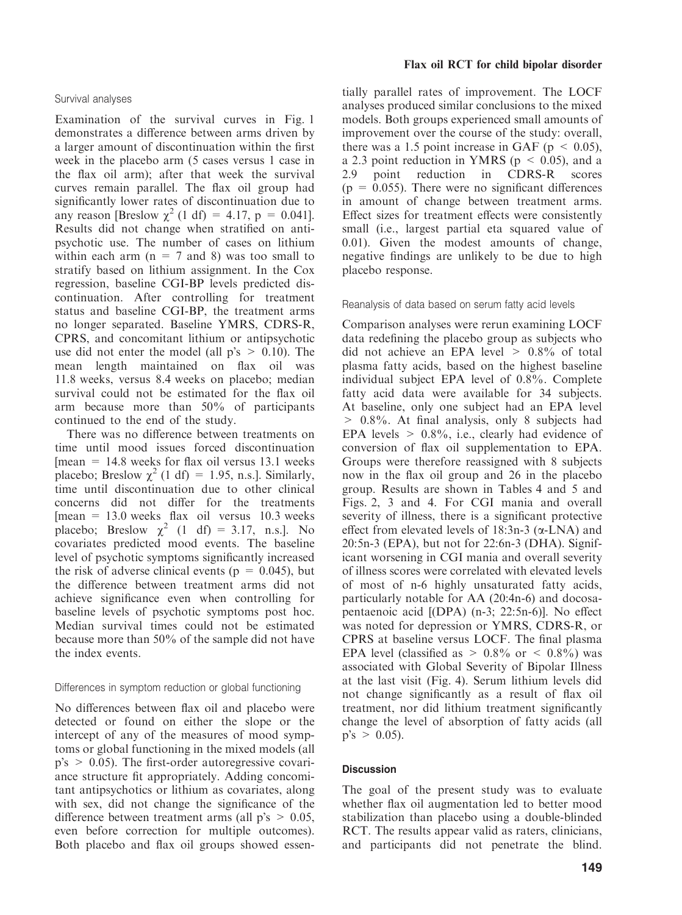### Survival analyses

Examination of the survival curves in Fig. 1 demonstrates a difference between arms driven by a larger amount of discontinuation within the first week in the placebo arm (5 cases versus 1 case in the flax oil arm); after that week the survival curves remain parallel. The flax oil group had significantly lower rates of discontinuation due to any reason [Breslow $\chi^2$ (1 df) = 4.17, $p = 0.041$]. Results did not change when stratified on antipsychotic use. The number of cases on lithium within each arm (n = 7 and 8) was too small to stratify based on lithium assignment. In the Cox regression, baseline CGI-BP levels predicted discontinuation. After controlling for treatment status and baseline CGI-BP, the treatment arms no longer separated. Baseline YMRS, CDRS-R, CPRS, and concomitant lithium or antipsychotic use did not enter the model (all p's > 0.10). The mean length maintained on flax oil was 11.8 weeks, versus 8.4 weeks on placebo; median survival could not be estimated for the flax oil arm because more than 50% of participants continued to the end of the study.

There was no difference between treatments on time until mood issues forced discontinuation [mean = 14.8 weeks for flax oil versus 13.1 weeks placebo; Breslow $\chi^2$ (1 df) = 1.95, n.s.]. Similarly, time until discontinuation due to other clinical concerns did not differ for the treatments [mean = 13.0 weeks flax oil versus 10.3 weeks placebo; Breslow $\chi^2$ (1 df) = 3.17, n.s.]. No covariates predicted mood events. The baseline level of psychotic symptoms significantly increased the risk of adverse clinical events ($p = 0.045$), but the difference between treatment arms did not achieve significance even when controlling for baseline levels of psychotic symptoms post hoc. Median survival times could not be estimated because more than 50% of the sample did not have the index events.

### Differences in symptom reduction or global functioning

No differences between flax oil and placebo were detected or found on either the slope or the intercept of any of the measures of mood symptoms or global functioning in the mixed models (all p's > 0.05). The first-order autoregressive covariance structure fit appropriately. Adding concomitant antipsychotics or lithium as covariates, along with sex, did not change the significance of the difference between treatment arms (all p's > 0.05, even before correction for multiple outcomes). Both placebo and flax oil groups showed essentially parallel rates of improvement. The LOCF analyses produced similar conclusions to the mixed models. Both groups experienced small amounts of improvement over the course of the study: overall, there was a 1.5 point increase in GAF ($p < 0.05$), a 2.3 point reduction in YMRS ($p < 0.05$), and a 2.9 point reduction in CDRS-R scores ($p = 0.055$). There were no significant differences in amount of change between treatment arms. Effect sizes for treatment effects were consistently small (i.e., largest partial eta squared value of 0.01). Given the modest amounts of change, negative findings are unlikely to be due to high placebo response.

### Reanalysis of data based on serum fatty acid levels

Comparison analyses were rerun examining LOCF data redefining the placebo group as subjects who did not achieve an EPA level > 0.8% of total plasma fatty acids, based on the highest baseline individual subject EPA level of 0.8%. Complete fatty acid data were available for 34 subjects. At baseline, only one subject had an EPA level > 0.8%. At final analysis, only 8 subjects had EPA levels > 0.8%, i.e., clearly had evidence of conversion of flax oil supplementation to EPA. Groups were therefore reassigned with 8 subjects now in the flax oil group and 26 in the placebo group. Results are shown in Tables 4 and 5 and Figs. 2, 3 and 4. For CGI mania and overall severity of illness, there is a significant protective effect from elevated levels of 18:3n-3 (α-LNA) and 20:5n-3 (EPA), but not for 22:6n-3 (DHA). Significant worsening in CGI mania and overall severity of illness scores were correlated with elevated levels of most of n-6 highly unsaturated fatty acids, particularly notable for AA (20:4n-6) and docosapentaenoic acid [(DPA) (n-3; 22:5n-6)]. No effect was noted for depression or YMRS, CDRS-R, or CPRS at baseline versus LOCF. The final plasma EPA level (classified as > 0.8% or < 0.8%) was associated with Global Severity of Bipolar Illness at the last visit (Fig. 4). Serum lithium levels did not change significantly as a result of flax oil treatment, nor did lithium treatment significantly change the level of absorption of fatty acids (all p's > 0.05).

## Discussion

The goal of the present study was to evaluate whether flax oil augmentation led to better mood stabilization than placebo using a double-blinded RCT. The results appear valid as raters, clinicians, and participants did not penetrate the blind.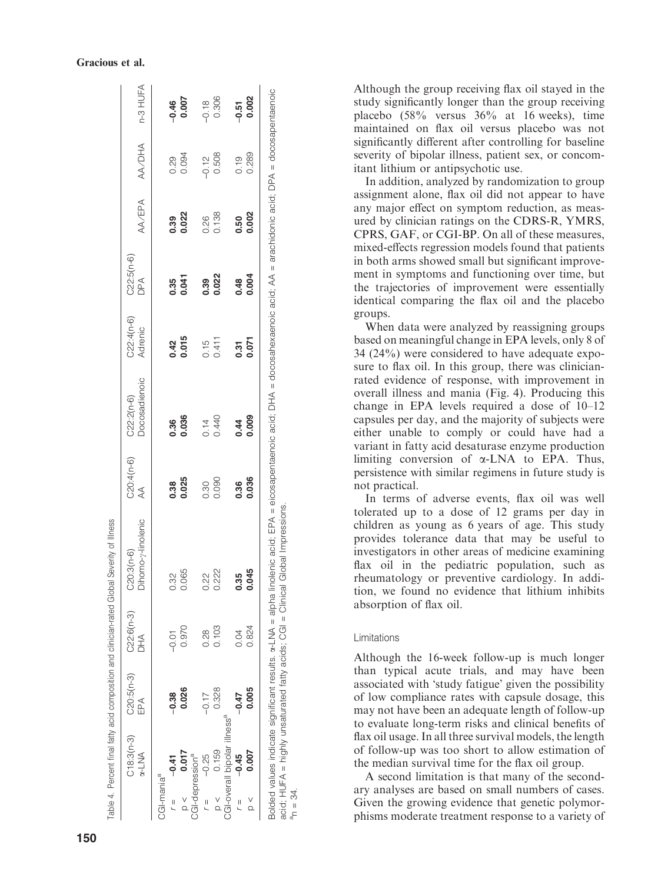Table 4. Percent final fatty acid composition and clinician-rated Global Severity of Illness

| | C18:3(n-3) α-LNA | C20:5(n-3) EPA | C22:6(n-3) DHA | C20:3(n-6) Dihomo-γ-linolenic | C20:4(n-6) AA | C22:2(n-6) Docosadienoic | C22:4(n-6) Adrenic | C22:5(n-6) DPA | AA/EPA | AA/DHA | n-3 HUFA |
|---|---|---|---|---|---|---|---|---|---|---|---|
| CGI-mania[a] | | | | | | | | | | | |
| r = | **−0.41** | **−0.38** | −0.01 | 0.32 | **0.38** | **0.36** | **0.42** | **0.35** | **0.39** | 0.29 | **−0.46** |
| p < | **0.017** | **0.026** | 0.970 | 0.065 | **0.025** | **0.036** | **0.015** | **0.041** | **0.022** | 0.094 | **0.007** |
| CGI-depression[a] | | | | | | | | | | | |
| r = | −0.25 | −0.17 | 0.28 | 0.22 | 0.30 | 0.14 | 0.15 | **0.39** | 0.26 | −0.12 | −0.18 |
| p < | 0.159 | 0.328 | 0.103 | 0.222 | 0.090 | 0.440 | 0.411 | **0.022** | 0.138 | 0.508 | 0.306 |
| CGI-overall bipolar illness[a] | | | | | | | | | | | |
| r = | **−0.45** | **−0.47** | 0.04 | **0.35** | **0.36** | **0.44** | 0.31 | **0.48** | **0.50** | 0.19 | **−0.51** |
| p < | **0.007** | **0.005** | 0.824 | **0.045** | **0.036** | **0.009** | 0.071 | **0.004** | **0.002** | 0.289 | **0.002** |

Bolded values indicate significant results. α-LNA = alpha linolenic acid; EPA = eicosapentaenoic acid; DHA = docosahexaenoic acid; AA = arachidonic acid; DPA = docosapentaenoic acid; HUFA = highly unsaturated fatty acids; CGI = Clinical Global Impressions.
[a]n = 34.

Although the group receiving flax oil stayed in the study significantly longer than the group receiving placebo (58% versus 36% at 16 weeks), time maintained on flax oil versus placebo was not significantly different after controlling for baseline severity of bipolar illness, patient sex, or concomitant lithium or antipsychotic use.

In addition, analyzed by randomization to group assignment alone, flax oil did not appear to have any major effect on symptom reduction, as measured by clinician ratings on the CDRS-R, YMRS, CPRS, GAF, or CGI-BP. On all of these measures, mixed-effects regression models found that patients in both arms showed small but significant improvement in symptoms and functioning over time, but the trajectories of improvement were essentially identical comparing the flax oil and the placebo groups.

When data were analyzed by reassigning groups based on meaningful change in EPA levels, only 8 of 34 (24%) were considered to have adequate exposure to flax oil. In this group, there was clinician-rated evidence of response, with improvement in overall illness and mania (Fig. 4). Producing this change in EPA levels required a dose of 10–12 capsules per day, and the majority of subjects were either unable to comply or could have had a variant in fatty acid desaturase enzyme production limiting conversion of α-LNA to EPA. Thus, persistence with similar regimens in future study is not practical.

In terms of adverse events, flax oil was well tolerated up to a dose of 12 grams per day in children as young as 6 years of age. This study provides tolerance data that may be useful to investigators in other areas of medicine examining flax oil in the pediatric population, such as rheumatology or preventive cardiology. In addition, we found no evidence that lithium inhibits absorption of flax oil.

### Limitations

Although the 16-week follow-up is much longer than typical acute trials, and may have been associated with 'study fatigue' given the possibility of low compliance rates with capsule dosage, this may not have been an adequate length of follow-up to evaluate long-term risks and clinical benefits of flax oil usage. In all three survival models, the length of follow-up was too short to allow estimation of the median survival time for the flax oil group.

A second limitation is that many of the secondary analyses are based on small numbers of cases. Given the growing evidence that genetic polymorphisms moderate treatment response to a variety of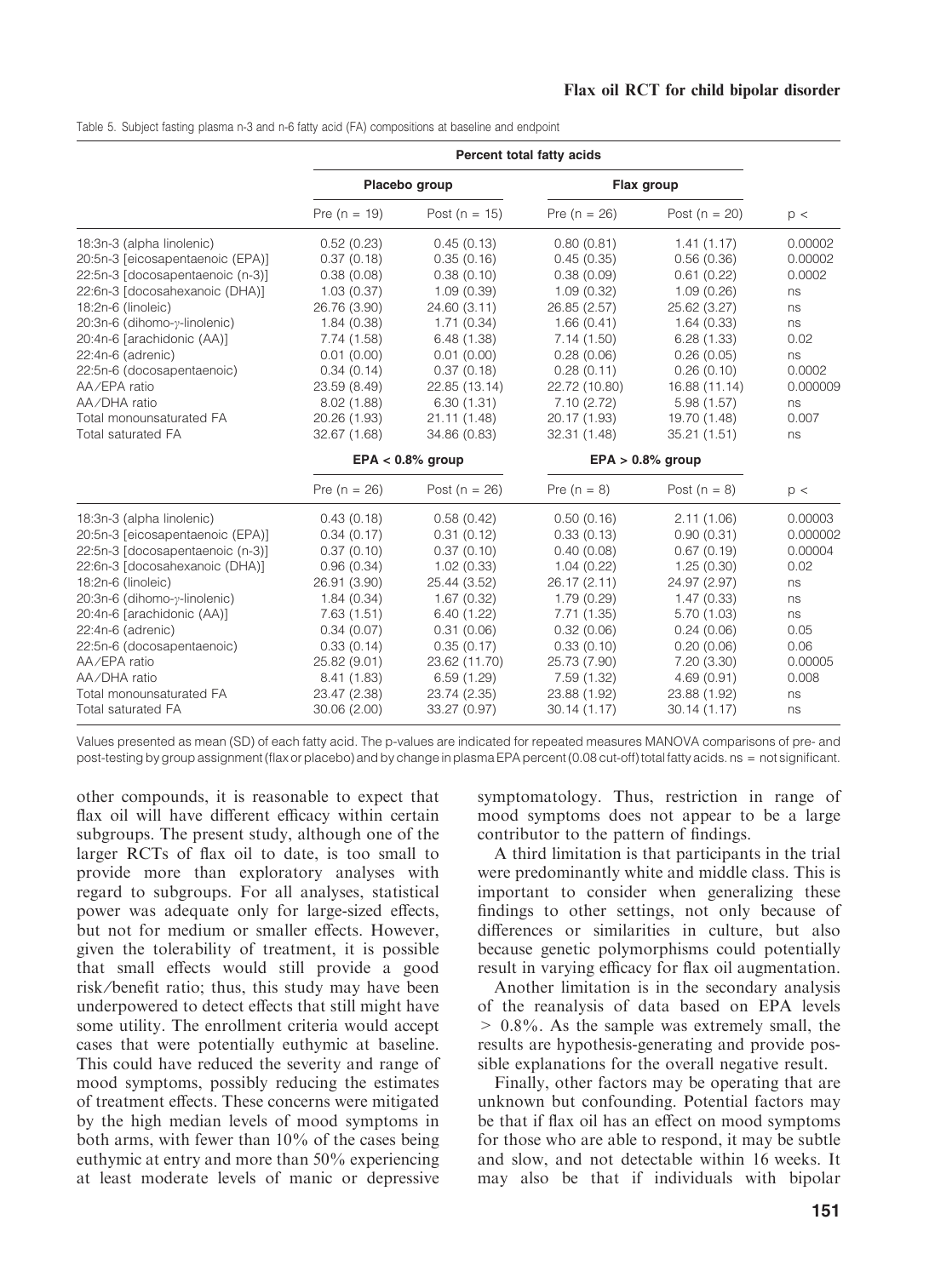Table 5. Subject fasting plasma n-3 and n-6 fatty acid (FA) compositions at baseline and endpoint

| | Percent total fatty acids | | | | |
|---|---|---|---|---|---|
| | Placebo group | | Flax group | | |
| | Pre (n = 19) | Post (n = 15) | Pre (n = 26) | Post (n = 20) | p < |
| 18:3n-3 (alpha linolenic) | 0.52 (0.23) | 0.45 (0.13) | 0.80 (0.81) | 1.41 (1.17) | 0.00002 |
| 20:5n-3 [eicosapentaenoic (EPA)] | 0.37 (0.18) | 0.35 (0.16) | 0.45 (0.35) | 0.56 (0.36) | 0.00002 |
| 22:5n-3 [docosapentaenoic (n-3)] | 0.38 (0.08) | 0.38 (0.10) | 0.38 (0.09) | 0.61 (0.22) | 0.0002 |
| 22:6n-3 [docosahexanoic (DHA)] | 1.03 (0.37) | 1.09 (0.39) | 1.09 (0.32) | 1.09 (0.26) | ns |
| 18:2n-6 (linoleic) | 26.76 (3.90) | 24.60 (3.11) | 26.85 (2.57) | 25.62 (3.27) | ns |
| 20:3n-6 (dihomo-γ-linolenic) | 1.84 (0.38) | 1.71 (0.34) | 1.66 (0.41) | 1.64 (0.33) | ns |
| 20:4n-6 [arachidonic (AA)] | 7.74 (1.58) | 6.48 (1.38) | 7.14 (1.50) | 6.28 (1.33) | 0.02 |
| 22:4n-6 (adrenic) | 0.01 (0.00) | 0.01 (0.00) | 0.28 (0.06) | 0.26 (0.05) | ns |
| 22:5n-6 (docosapentaenoic) | 0.34 (0.14) | 0.37 (0.18) | 0.28 (0.11) | 0.26 (0.10) | 0.0002 |
| AA/EPA ratio | 23.59 (8.49) | 22.85 (13.14) | 22.72 (10.80) | 16.88 (11.14) | 0.000009 |
| AA/DHA ratio | 8.02 (1.88) | 6.30 (1.31) | 7.10 (2.72) | 5.98 (1.57) | ns |
| Total monounsaturated FA | 20.26 (1.93) | 21.11 (1.48) | 20.17 (1.93) | 19.70 (1.48) | 0.007 |
| Total saturated FA | 32.67 (1.68) | 34.86 (0.83) | 32.31 (1.48) | 35.21 (1.51) | ns |
| | EPA < 0.8% group | | EPA > 0.8% group | | |
| | Pre (n = 26) | Post (n = 26) | Pre (n = 8) | Post (n = 8) | p < |
| 18:3n-3 (alpha linolenic) | 0.43 (0.18) | 0.58 (0.42) | 0.50 (0.16) | 2.11 (1.06) | 0.00003 |
| 20:5n-3 [eicosapentaenoic (EPA)] | 0.34 (0.17) | 0.31 (0.12) | 0.33 (0.13) | 0.90 (0.31) | 0.000002 |
| 22:5n-3 [docosapentaenoic (n-3)] | 0.37 (0.10) | 0.37 (0.10) | 0.40 (0.08) | 0.67 (0.19) | 0.00004 |
| 22:6n-3 [docosahexanoic (DHA)] | 0.96 (0.34) | 1.02 (0.33) | 1.04 (0.22) | 1.25 (0.30) | 0.02 |
| 18:2n-6 (linoleic) | 26.91 (3.90) | 25.44 (3.52) | 26.17 (2.11) | 24.97 (2.97) | ns |
| 20:3n-6 (dihomo-γ-linolenic) | 1.84 (0.34) | 1.67 (0.32) | 1.79 (0.29) | 1.47 (0.33) | ns |
| 20:4n-6 [arachidonic (AA)] | 7.63 (1.51) | 6.40 (1.22) | 7.71 (1.35) | 5.70 (1.03) | ns |
| 22:4n-6 (adrenic) | 0.34 (0.07) | 0.31 (0.06) | 0.32 (0.06) | 0.24 (0.06) | 0.05 |
| 22:5n-6 (docosapentaenoic) | 0.33 (0.14) | 0.35 (0.17) | 0.33 (0.10) | 0.20 (0.06) | 0.06 |
| AA/EPA ratio | 25.82 (9.01) | 23.62 (11.70) | 25.73 (7.90) | 7.20 (3.30) | 0.00005 |
| AA/DHA ratio | 8.41 (1.83) | 6.59 (1.29) | 7.59 (1.32) | 4.69 (0.91) | 0.008 |
| Total monounsaturated FA | 23.47 (2.38) | 23.74 (2.35) | 23.88 (1.92) | 23.88 (1.92) | ns |
| Total saturated FA | 30.06 (2.00) | 33.27 (0.97) | 30.14 (1.17) | 30.14 (1.17) | ns |

Values presented as mean (SD) of each fatty acid. The p-values are indicated for repeated measures MANOVA comparisons of pre- and post-testing by group assignment (flax or placebo) and by change in plasma EPA percent (0.08 cut-off) total fatty acids. ns = not significant.

other compounds, it is reasonable to expect that flax oil will have different efficacy within certain subgroups. The present study, although one of the larger RCTs of flax oil to date, is too small to provide more than exploratory analyses with regard to subgroups. For all analyses, statistical power was adequate only for large-sized effects, but not for medium or smaller effects. However, given the tolerability of treatment, it is possible that small effects would still provide a good risk/benefit ratio; thus, this study may have been underpowered to detect effects that still might have some utility. The enrollment criteria would accept cases that were potentially euthymic at baseline. This could have reduced the severity and range of mood symptoms, possibly reducing the estimates of treatment effects. These concerns were mitigated by the high median levels of mood symptoms in both arms, with fewer than 10% of the cases being euthymic at entry and more than 50% experiencing at least moderate levels of manic or depressive symptomatology. Thus, restriction in range of mood symptoms does not appear to be a large contributor to the pattern of findings.

A third limitation is that participants in the trial were predominantly white and middle class. This is important to consider when generalizing these findings to other settings, not only because of differences or similarities in culture, but also because genetic polymorphisms could potentially result in varying efficacy for flax oil augmentation.

Another limitation is in the secondary analysis of the reanalysis of data based on EPA levels > 0.8%. As the sample was extremely small, the results are hypothesis-generating and provide possible explanations for the overall negative result.

Finally, other factors may be operating that are unknown but confounding. Potential factors may be that if flax oil has an effect on mood symptoms for those who are able to respond, it may be subtle and slow, and not detectable within 16 weeks. It may also be that if individuals with bipolar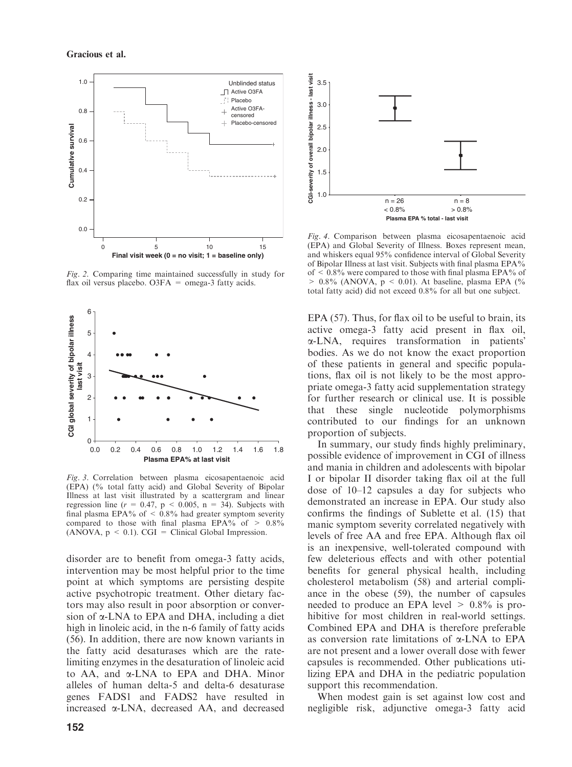*Fig. 2*. Comparing time maintained successfully in study for flax oil versus placebo. O3FA = omega-3 fatty acids.

*Fig. 3*. Correlation between plasma eicosapentaenoic acid (EPA) (% total fatty acid) and Global Severity of Bipolar Illness at last visit illustrated by a scattergram and linear regression line ($r = 0.47$, $p < 0.005$, $n = 34$). Subjects with final plasma EPA% of < 0.8% had greater symptom severity compared to those with final plasma EPA% of > 0.8% (ANOVA, $p < 0.1$). CGI = Clinical Global Impression.

disorder are to benefit from omega-3 fatty acids, intervention may be most helpful prior to the time point at which symptoms are persisting despite active psychotropic treatment. Other dietary factors may also result in poor absorption or conversion of α-LNA to EPA and DHA, including a diet high in linoleic acid, in the n-6 family of fatty acids (56). In addition, there are now known variants in the fatty acid desaturases which are the rate-limiting enzymes in the desaturation of linoleic acid to AA, and α-LNA to EPA and DHA. Minor alleles of human delta-5 and delta-6 desaturase genes FADS1 and FADS2 have resulted in increased α-LNA, decreased AA, and decreased EPA (57). Thus, for flax oil to be useful to brain, its active omega-3 fatty acid present in flax oil, α-LNA, requires transformation in patients' bodies. As we do not know the exact proportion of these patients in general and specific populations, flax oil is not likely to be the most appropriate omega-3 fatty acid supplementation strategy for further research or clinical use. It is possible that these single nucleotide polymorphisms contributed to our findings for an unknown proportion of subjects.

*Fig. 4*. Comparison between plasma eicosapentaenoic acid (EPA) and Global Severity of Illness. Boxes represent mean, and whiskers equal 95% confidence interval of Global Severity of Bipolar Illness at last visit. Subjects with final plasma EPA% of < 0.8% were compared to those with final plasma EPA% of > 0.8% (ANOVA, $p < 0.01$). At baseline, plasma EPA (% total fatty acid) did not exceed 0.8% for all but one subject.

In summary, our study finds highly preliminary, possible evidence of improvement in CGI of illness and mania in children and adolescents with bipolar I or bipolar II disorder taking flax oil at the full dose of 10–12 capsules a day for subjects who demonstrated an increase in EPA. Our study also confirms the findings of Sublette et al. (15) that manic symptom severity correlated negatively with levels of free AA and free EPA. Although flax oil is an inexpensive, well-tolerated compound with few deleterious effects and with other potential benefits for general physical health, including cholesterol metabolism (58) and arterial compliance in the obese (59), the number of capsules needed to produce an EPA level > 0.8% is prohibitive for most children in real-world settings. Combined EPA and DHA is therefore preferable as conversion rate limitations of α-LNA to EPA are not present and a lower overall dose with fewer capsules is recommended. Other publications utilizing EPA and DHA in the pediatric population support this recommendation.

When modest gain is set against low cost and negligible risk, adjunctive omega-3 fatty acid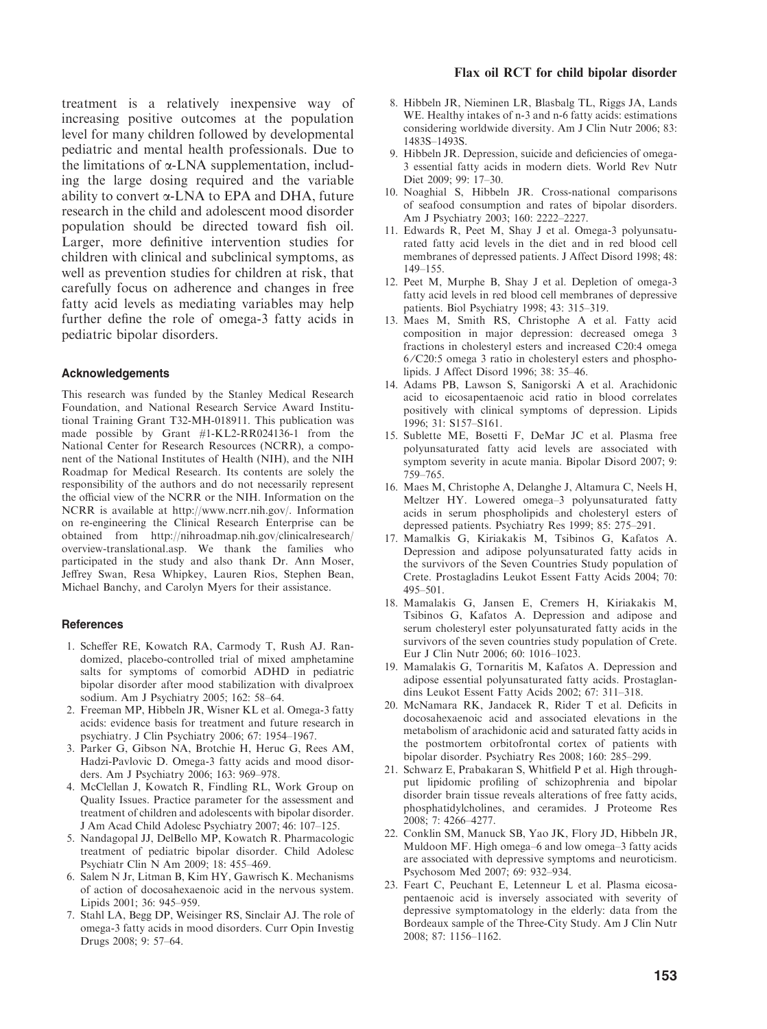treatment is a relatively inexpensive way of increasing positive outcomes at the population level for many children followed by developmental pediatric and mental health professionals. Due to the limitations of α-LNA supplementation, including the large dosing required and the variable ability to convert α-LNA to EPA and DHA, future research in the child and adolescent mood disorder population should be directed toward fish oil. Larger, more definitive intervention studies for children with clinical and subclinical symptoms, as well as prevention studies for children at risk, that carefully focus on adherence and changes in free fatty acid levels as mediating variables may help further define the role of omega-3 fatty acids in pediatric bipolar disorders.

## Acknowledgements

This research was funded by the Stanley Medical Research Foundation, and National Research Service Award Institutional Training Grant T32-MH-018911. This publication was made possible by Grant #1-KL2-RR024136-1 from the National Center for Research Resources (NCRR), a component of the National Institutes of Health (NIH), and the NIH Roadmap for Medical Research. Its contents are solely the responsibility of the authors and do not necessarily represent the official view of the NCRR or the NIH. Information on the NCRR is available at http://www.ncrr.nih.gov/. Information on re-engineering the Clinical Research Enterprise can be obtained from http://nihroadmap.nih.gov/clinicalresearch/overview-translational.asp. We thank the families who participated in the study and also thank Dr. Ann Moser, Jeffrey Swan, Resa Whipkey, Lauren Rios, Stephen Bean, Michael Banchy, and Carolyn Myers for their assistance.

## References

1. Scheffer RE, Kowatch RA, Carmody T, Rush AJ. Randomized, placebo-controlled trial of mixed amphetamine salts for symptoms of comorbid ADHD in pediatric bipolar disorder after mood stabilization with divalproex sodium. Am J Psychiatry 2005; 162: 58–64.
2. Freeman MP, Hibbeln JR, Wisner KL et al. Omega-3 fatty acids: evidence basis for treatment and future research in psychiatry. J Clin Psychiatry 2006; 67: 1954–1967.
3. Parker G, Gibson NA, Brotchie H, Heruc G, Rees AM, Hadzi-Pavlovic D. Omega-3 fatty acids and mood disorders. Am J Psychiatry 2006; 163: 969–978.
4. McClellan J, Kowatch R, Findling RL, Work Group on Quality Issues. Practice parameter for the assessment and treatment of children and adolescents with bipolar disorder. J Am Acad Child Adolesc Psychiatry 2007; 46: 107–125.
5. Nandagopal JJ, DelBello MP, Kowatch R. Pharmacologic treatment of pediatric bipolar disorder. Child Adolesc Psychiatr Clin N Am 2009; 18: 455–469.
6. Salem N Jr, Litman B, Kim HY, Gawrisch K. Mechanisms of action of docosahexaenoic acid in the nervous system. Lipids 2001; 36: 945–959.
7. Stahl LA, Begg DP, Weisinger RS, Sinclair AJ. The role of omega-3 fatty acids in mood disorders. Curr Opin Investig Drugs 2008; 9: 57–64.
8. Hibbeln JR, Nieminen LR, Blasbalg TL, Riggs JA, Lands WE. Healthy intakes of n-3 and n-6 fatty acids: estimations considering worldwide diversity. Am J Clin Nutr 2006; 83: 1483S–1493S.
9. Hibbeln JR. Depression, suicide and deficiencies of omega-3 essential fatty acids in modern diets. World Rev Nutr Diet 2009; 99: 17–30.
10. Noaghial S, Hibbeln JR. Cross-national comparisons of seafood consumption and rates of bipolar disorders. Am J Psychiatry 2003; 160: 2222–2227.
11. Edwards R, Peet M, Shay J et al. Omega-3 polyunsaturated fatty acid levels in the diet and in red blood cell membranes of depressed patients. J Affect Disord 1998; 48: 149–155.
12. Peet M, Murphe B, Shay J et al. Depletion of omega-3 fatty acid levels in red blood cell membranes of depressive patients. Biol Psychiatry 1998; 43: 315–319.
13. Maes M, Smith RS, Christophe A et al. Fatty acid composition in major depression: decreased omega 3 fractions in cholesteryl esters and increased C20:4 omega 6/C20:5 omega 3 ratio in cholesteryl esters and phospholipids. J Affect Disord 1996; 38: 35–46.
14. Adams PB, Lawson S, Sanigorski A et al. Arachidonic acid to eicosapentaenoic acid ratio in blood correlates positively with clinical symptoms of depression. Lipids 1996; 31: S157–S161.
15. Sublette ME, Bosetti F, DeMar JC et al. Plasma free polyunsaturated fatty acid levels are associated with symptom severity in acute mania. Bipolar Disord 2007; 9: 759–765.
16. Maes M, Christophe A, Delanghe J, Altamura C, Neels H, Meltzer HY. Lowered omega–3 polyunsaturated fatty acids in serum phospholipids and cholesteryl esters of depressed patients. Psychiatry Res 1999; 85: 275–291.
17. Mamalkis G, Kiriakakis M, Tsibinos G, Kafatos A. Depression and adipose polyunsaturated fatty acids in the survivors of the Seven Countries Study population of Crete. Prostagladins Leukot Essent Fatty Acids 2004; 70: 495–501.
18. Mamalakis G, Jansen E, Cremers H, Kiriakakis M, Tsibinos G, Kafatos A. Depression and adipose and serum cholesteryl ester polyunsaturated fatty acids in the survivors of the seven countries study population of Crete. Eur J Clin Nutr 2006; 60: 1016–1023.
19. Mamalakis G, Tornaritis M, Kafatos A. Depression and adipose essential polyunsaturated fatty acids. Prostaglandins Leukot Essent Fatty Acids 2002; 67: 311–318.
20. McNamara RK, Jandacek R, Rider T et al. Deficits in docosahexaenoic acid and associated elevations in the metabolism of arachidonic acid and saturated fatty acids in the postmortem orbitofrontal cortex of patients with bipolar disorder. Psychiatry Res 2008; 160: 285–299.
21. Schwarz E, Prabakaran S, Whitfield P et al. High throughput lipidomic profiling of schizophrenia and bipolar disorder brain tissue reveals alterations of free fatty acids, phosphatidylcholines, and ceramides. J Proteome Res 2008; 7: 4266–4277.
22. Conklin SM, Manuck SB, Yao JK, Flory JD, Hibbeln JR, Muldoon MF. High omega–6 and low omega–3 fatty acids are associated with depressive symptoms and neuroticism. Psychosom Med 2007; 69: 932–934.
23. Feart C, Peuchant E, Letenneur L et al. Plasma eicosapentaenoic acid is inversely associated with severity of depressive symptomatology in the elderly: data from the Bordeaux sample of the Three-City Study. Am J Clin Nutr 2008; 87: 1156–1162.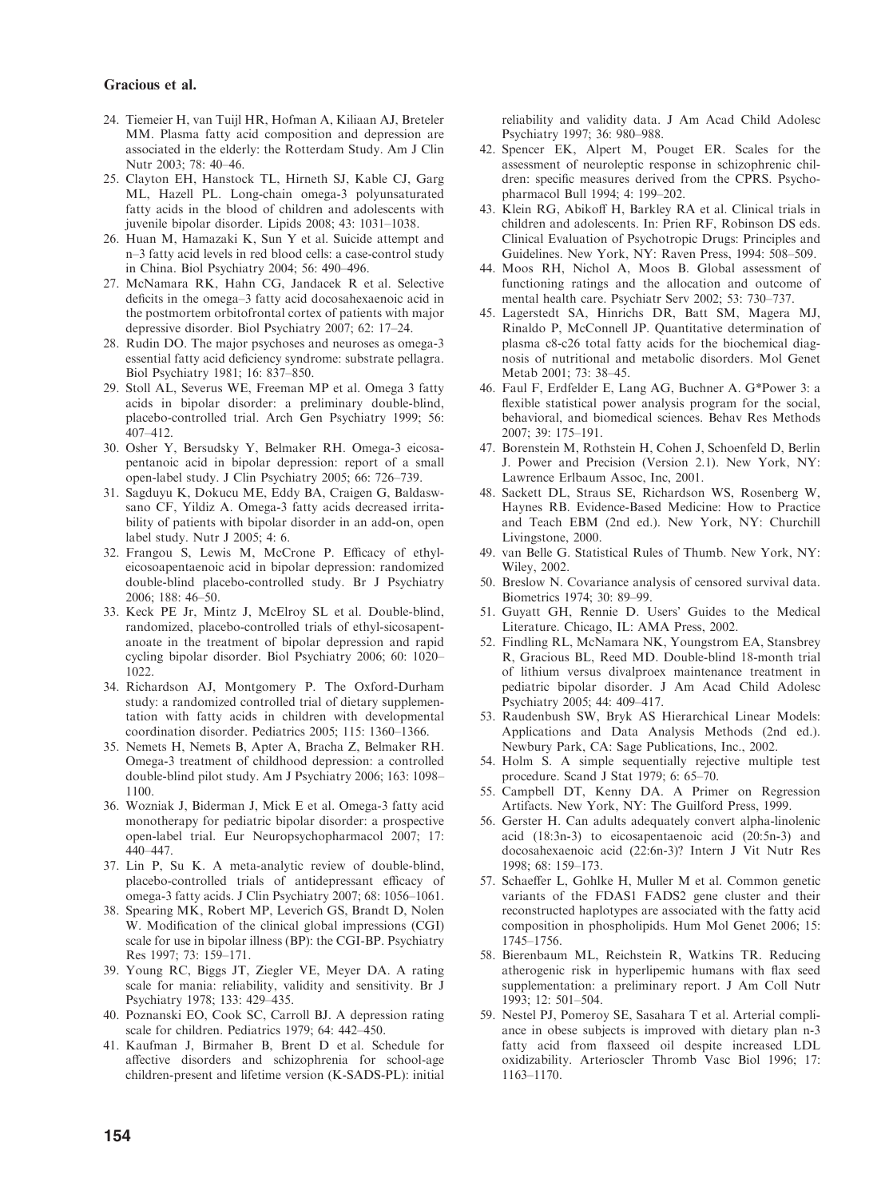24. Tiemeier H, van Tuijl HR, Hofman A, Kiliaan AJ, Breteler MM. Plasma fatty acid composition and depression are associated in the elderly: the Rotterdam Study. Am J Clin Nutr 2003; 78: 40–46.
25. Clayton EH, Hanstock TL, Hirneth SJ, Kable CJ, Garg ML, Hazell PL. Long-chain omega-3 polyunsaturated fatty acids in the blood of children and adolescents with juvenile bipolar disorder. Lipids 2008; 43: 1031–1038.
26. Huan M, Hamazaki K, Sun Y et al. Suicide attempt and n–3 fatty acid levels in red blood cells: a case-control study in China. Biol Psychiatry 2004; 56: 490–496.
27. McNamara RK, Hahn CG, Jandacek R et al. Selective deficits in the omega–3 fatty acid docosahexaenoic acid in the postmortem orbitofrontal cortex of patients with major depressive disorder. Biol Psychiatry 2007; 62: 17–24.
28. Rudin DO. The major psychoses and neuroses as omega-3 essential fatty acid deficiency syndrome: substrate pellagra. Biol Psychiatry 1981; 16: 837–850.
29. Stoll AL, Severus WE, Freeman MP et al. Omega 3 fatty acids in bipolar disorder: a preliminary double-blind, placebo-controlled trial. Arch Gen Psychiatry 1999; 56: 407–412.
30. Osher Y, Bersudsky Y, Belmaker RH. Omega-3 eicosapentanoic acid in bipolar depression: report of a small open-label study. J Clin Psychiatry 2005; 66: 726–739.
31. Sagduyu K, Dokucu ME, Eddy BA, Craigen G, Baldaswsano CF, Yildiz A. Omega-3 fatty acids decreased irritability of patients with bipolar disorder in an add-on, open label study. Nutr J 2005; 4: 6.
32. Frangou S, Lewis M, McCrone P. Efficacy of ethyl-eicosoapentaenoic acid in bipolar depression: randomized double-blind placebo-controlled study. Br J Psychiatry 2006; 188: 46–50.
33. Keck PE Jr, Mintz J, McElroy SL et al. Double-blind, randomized, placebo-controlled trials of ethyl-sicosapentanoate in the treatment of bipolar depression and rapid cycling bipolar disorder. Biol Psychiatry 2006; 60: 1020–1022.
34. Richardson AJ, Montgomery P. The Oxford-Durham study: a randomized controlled trial of dietary supplementation with fatty acids in children with developmental coordination disorder. Pediatrics 2005; 115: 1360–1366.
35. Nemets H, Nemets B, Apter A, Bracha Z, Belmaker RH. Omega-3 treatment of childhood depression: a controlled double-blind pilot study. Am J Psychiatry 2006; 163: 1098–1100.
36. Wozniak J, Biderman J, Mick E et al. Omega-3 fatty acid monotherapy for pediatric bipolar disorder: a prospective open-label trial. Eur Neuropsychopharmacol 2007; 17: 440–447.
37. Lin P, Su K. A meta-analytic review of double-blind, placebo-controlled trials of antidepressant efficacy of omega-3 fatty acids. J Clin Psychiatry 2007; 68: 1056–1061.
38. Spearing MK, Robert MP, Leverich GS, Brandt D, Nolen W. Modification of the clinical global impressions (CGI) scale for use in bipolar illness (BP): the CGI-BP. Psychiatry Res 1997; 73: 159–171.
39. Young RC, Biggs JT, Ziegler VE, Meyer DA. A rating scale for mania: reliability, validity and sensitivity. Br J Psychiatry 1978; 133: 429–435.
40. Poznanski EO, Cook SC, Carroll BJ. A depression rating scale for children. Pediatrics 1979; 64: 442–450.
41. Kaufman J, Birmaher B, Brent D et al. Schedule for affective disorders and schizophrenia for school-age children-present and lifetime version (K-SADS-PL): initial reliability and validity data. J Am Acad Child Adolesc Psychiatry 1997; 36: 980–988.
42. Spencer EK, Alpert M, Pouget ER. Scales for the assessment of neuroleptic response in schizophrenic children: specific measures derived from the CPRS. Psychopharmacol Bull 1994; 4: 199–202.
43. Klein RG, Abikoff H, Barkley RA et al. Clinical trials in children and adolescents. In: Prien RF, Robinson DS eds. Clinical Evaluation of Psychotropic Drugs: Principles and Guidelines. New York, NY: Raven Press, 1994: 508–509.
44. Moos RH, Nichol A, Moos B. Global assessment of functioning ratings and the allocation and outcome of mental health care. Psychiatr Serv 2002; 53: 730–737.
45. Lagerstedt SA, Hinrichs DR, Batt SM, Magera MJ, Rinaldo P, McConnell JP. Quantitative determination of plasma c8-c26 total fatty acids for the biochemical diagnosis of nutritional and metabolic disorders. Mol Genet Metab 2001; 73: 38–45.
46. Faul F, Erdfelder E, Lang AG, Buchner A. G*Power 3: a flexible statistical power analysis program for the social, behavioral, and biomedical sciences. Behav Res Methods 2007; 39: 175–191.
47. Borenstein M, Rothstein H, Cohen J, Schoenfeld D, Berlin J. Power and Precision (Version 2.1). New York, NY: Lawrence Erlbaum Assoc, Inc, 2001.
48. Sackett DL, Straus SE, Richardson WS, Rosenberg W, Haynes RB. Evidence-Based Medicine: How to Practice and Teach EBM (2nd ed.). New York, NY: Churchill Livingstone, 2000.
49. van Belle G. Statistical Rules of Thumb. New York, NY: Wiley, 2002.
50. Breslow N. Covariance analysis of censored survival data. Biometrics 1974; 30: 89–99.
51. Guyatt GH, Rennie D. Users' Guides to the Medical Literature. Chicago, IL: AMA Press, 2002.
52. Findling RL, McNamara NK, Youngstrom EA, Stansbrey R, Gracious BL, Reed MD. Double-blind 18-month trial of lithium versus divalproex maintenance treatment in pediatric bipolar disorder. J Am Acad Child Adolesc Psychiatry 2005; 44: 409–417.
53. Raudenbush SW, Bryk AS Hierarchical Linear Models: Applications and Data Analysis Methods (2nd ed.). Newbury Park, CA: Sage Publications, Inc., 2002.
54. Holm S. A simple sequentially rejective multiple test procedure. Scand J Stat 1979; 6: 65–70.
55. Campbell DT, Kenny DA. A Primer on Regression Artifacts. New York, NY: The Guilford Press, 1999.
56. Gerster H. Can adults adequately convert alpha-linolenic acid (18:3n-3) to eicosapentaenoic acid (20:5n-3) and docosahexaenoic acid (22:6n-3)? Intern J Vit Nutr Res 1998; 68: 159–173.
57. Schaeffer L, Gohlke H, Muller M et al. Common genetic variants of the FDAS1 FADS2 gene cluster and their reconstructed haplotypes are associated with the fatty acid composition in phospholipids. Hum Mol Genet 2006; 15: 1745–1756.
58. Bierenbaum ML, Reichstein R, Watkins TR. Reducing atherogenic risk in hyperlipemic humans with flax seed supplementation: a preliminary report. J Am Coll Nutr 1993; 12: 501–504.
59. Nestel PJ, Pomeroy SE, Sasahara T et al. Arterial compliance in obese subjects is improved with dietary plan n-3 fatty acid from flaxseed oil despite increased LDL oxidizability. Arterioscler Thromb Vasc Biol 1996; 17: 1163–1170.